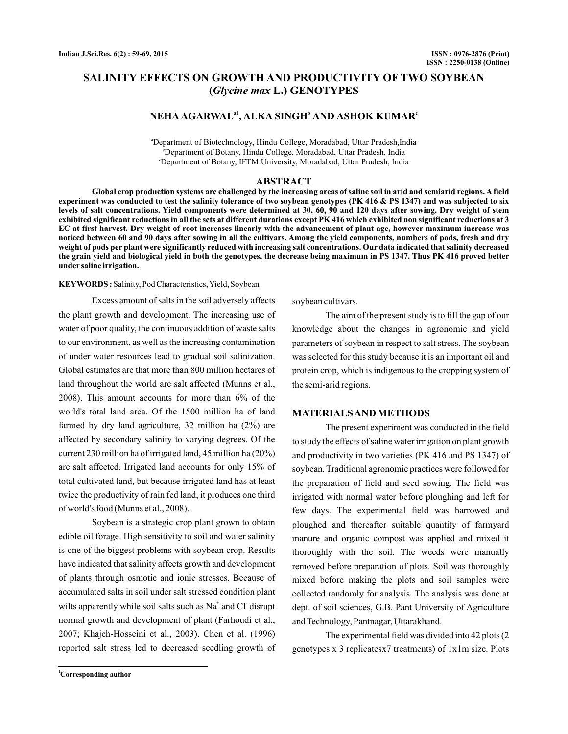# SALINITY EFFECTS ON GROWTH AND PRODUCTIVITY OF TWO SOYBEAN (*Glycine max* L.) GENOTYPES

**NEHA AGARWAL[a1], ALKA SINGH[b] AND ASHOK KUMAR[c]**

[a]Department of Biotechnology, Hindu College, Moradabad, Uttar Pradesh,India
[b]Department of Botany, Hindu College, Moradabad, Uttar Pradesh, India
[c]Department of Botany, IFTM University, Moradabad, Uttar Pradesh, India

## ABSTRACT

**Global crop production systems are challenged by the increasing areas of saline soil in arid and semiarid regions. A field experiment was conducted to test the salinity tolerance of two soybean genotypes (PK 416 & PS 1347) and was subjected to six levels of salt concentrations. Yield components were determined at 30, 60, 90 and 120 days after sowing. Dry weight of stem exhibited significant reductions in all the sets at different durations except PK 416 which exhibited non significant reductions at 3 EC at first harvest. Dry weight of root increases linearly with the advancement of plant age, however maximum increase was noticed between 60 and 90 days after sowing in all the cultivars. Among the yield components, numbers of pods, fresh and dry weight of pods per plant were significantly reduced with increasing salt concentrations. Our data indicated that salinity decreased the grain yield and biological yield in both the genotypes, the decrease being maximum in PS 1347. Thus PK 416 proved better under saline irrigation.**

**KEYWORDS :** Salinity, Pod Characteristics, Yield, Soybean

Excess amount of salts in the soil adversely affects the plant growth and development. The increasing use of water of poor quality, the continuous addition of waste salts to our environment, as well as the increasing contamination of under water resources lead to gradual soil salinization. Global estimates are that more than 800 million hectares of land throughout the world are salt affected (Munns et al., 2008). This amount accounts for more than 6% of the world's total land area. Of the 1500 million ha of land farmed by dry land agriculture, 32 million ha (2%) are affected by secondary salinity to varying degrees. Of the current 230 million ha of irrigated land, 45 million ha (20%) are salt affected. Irrigated land accounts for only 15% of total cultivated land, but because irrigated land has at least twice the productivity of rain fed land, it produces one third of world's food (Munns et al., 2008).

Soybean is a strategic crop plant grown to obtain edible oil forage. High sensitivity to soil and water salinity is one of the biggest problems with soybean crop. Results have indicated that salinity affects growth and development of plants through osmotic and ionic stresses. Because of accumulated salts in soil under salt stressed condition plant wilts apparently while soil salts such as $Na^+$ and $Cl^-$ disrupt normal growth and development of plant (Farhoudi et al., 2007; Khajeh-Hosseini et al., 2003). Chen et al. (1996) reported salt stress led to decreased seedling growth of soybean cultivars.

The aim of the present study is to fill the gap of our knowledge about the changes in agronomic and yield parameters of soybean in respect to salt stress. The soybean was selected for this study because it is an important oil and protein crop, which is indigenous to the cropping system of the semi-arid regions.

## MATERIALS AND METHODS

The present experiment was conducted in the field to study the effects of saline water irrigation on plant growth and productivity in two varieties (PK 416 and PS 1347) of soybean. Traditional agronomic practices were followed for the preparation of field and seed sowing. The field was irrigated with normal water before ploughing and left for few days. The experimental field was harrowed and ploughed and thereafter suitable quantity of farmyard manure and organic compost was applied and mixed it thoroughly with the soil. The weeds were manually removed before preparation of plots. Soil was thoroughly mixed before making the plots and soil samples were collected randomly for analysis. The analysis was done at dept. of soil sciences, G.B. Pant University of Agriculture and Technology, Pantnagar, Uttarakhand.

The experimental field was divided into 42 plots (2 genotypes x 3 replicatesx7 treatments) of 1x1m size. Plots

[1]Corresponding author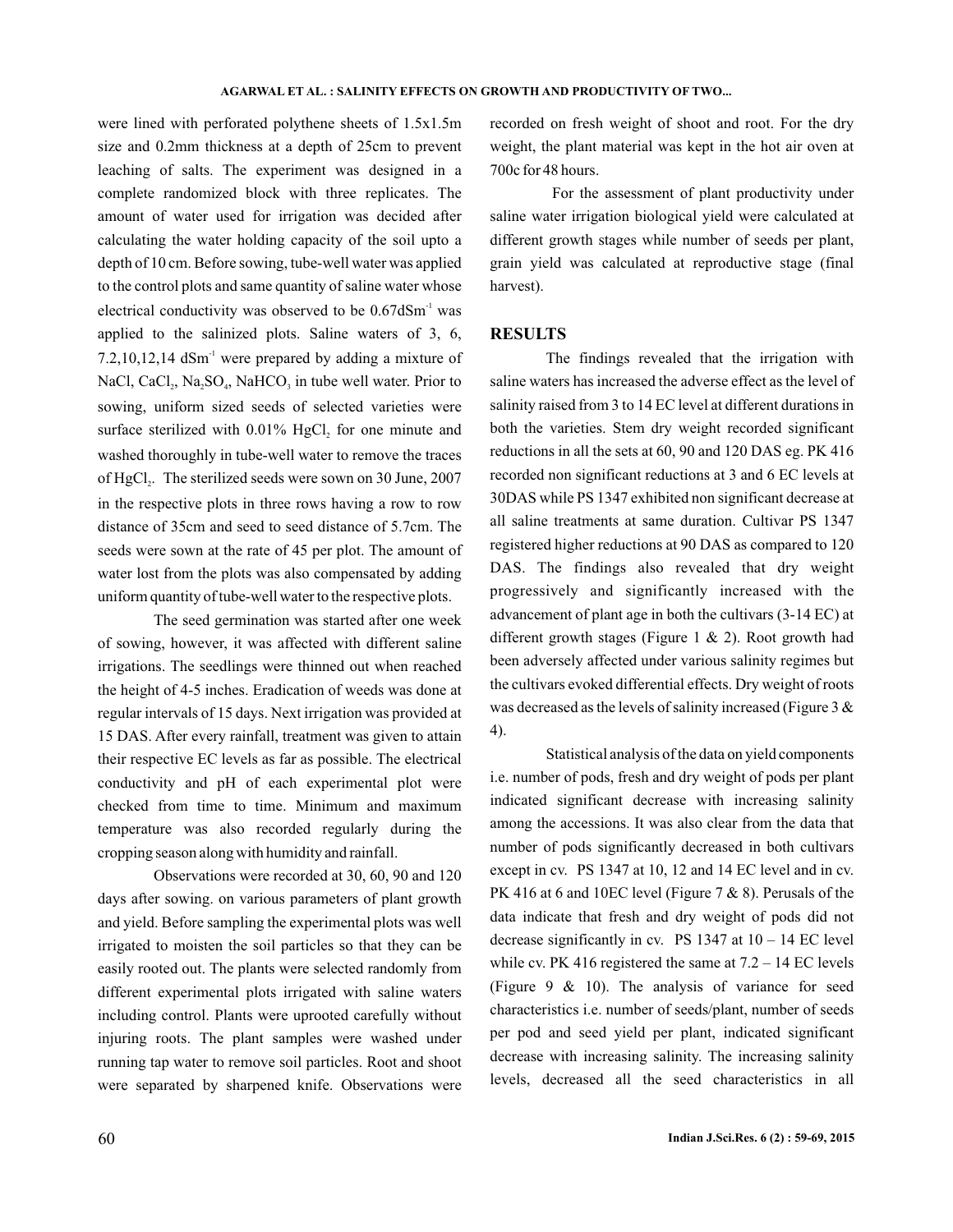were lined with perforated polythene sheets of 1.5x1.5m size and 0.2mm thickness at a depth of 25cm to prevent leaching of salts. The experiment was designed in a complete randomized block with three replicates. The amount of water used for irrigation was decided after calculating the water holding capacity of the soil upto a depth of 10 cm. Before sowing, tube-well water was applied to the control plots and same quantity of saline water whose electrical conductivity was observed to be $0.67 dSm^{-1}$ was applied to the salinized plots. Saline waters of 3, 6, 7.2,10,12,14 $dSm^{-1}$ were prepared by adding a mixture of NaCl, $CaCl_2$, $Na_2SO_4$, $NaHCO_3$ in tube well water. Prior to sowing, uniform sized seeds of selected varieties were surface sterilized with 0.01% $HgCl_2$ for one minute and washed thoroughly in tube-well water to remove the traces of $HgCl_2$. The sterilized seeds were sown on 30 June, 2007 in the respective plots in three rows having a row to row distance of 35cm and seed to seed distance of 5.7cm. The seeds were sown at the rate of 45 per plot. The amount of water lost from the plots was also compensated by adding uniform quantity of tube-well water to the respective plots.

The seed germination was started after one week of sowing, however, it was affected with different saline irrigations. The seedlings were thinned out when reached the height of 4-5 inches. Eradication of weeds was done at regular intervals of 15 days. Next irrigation was provided at 15 DAS. After every rainfall, treatment was given to attain their respective EC levels as far as possible. The electrical conductivity and pH of each experimental plot were checked from time to time. Minimum and maximum temperature was also recorded regularly during the cropping season along with humidity and rainfall.

Observations were recorded at 30, 60, 90 and 120 days after sowing. on various parameters of plant growth and yield. Before sampling the experimental plots was well irrigated to moisten the soil particles so that they can be easily rooted out. The plants were selected randomly from different experimental plots irrigated with saline waters including control. Plants were uprooted carefully without injuring roots. The plant samples were washed under running tap water to remove soil particles. Root and shoot were separated by sharpened knife. Observations were recorded on fresh weight of shoot and root. For the dry weight, the plant material was kept in the hot air oven at 700c for 48 hours.

For the assessment of plant productivity under saline water irrigation biological yield were calculated at different growth stages while number of seeds per plant, grain yield was calculated at reproductive stage (final harvest).

## RESULTS

The findings revealed that the irrigation with saline waters has increased the adverse effect as the level of salinity raised from 3 to 14 EC level at different durations in both the varieties. Stem dry weight recorded significant reductions in all the sets at 60, 90 and 120 DAS eg. PK 416 recorded non significant reductions at 3 and 6 EC levels at 30DAS while PS 1347 exhibited non significant decrease at all saline treatments at same duration. Cultivar PS 1347 registered higher reductions at 90 DAS as compared to 120 DAS. The findings also revealed that dry weight progressively and significantly increased with the advancement of plant age in both the cultivars (3-14 EC) at different growth stages (Figure 1 & 2). Root growth had been adversely affected under various salinity regimes but the cultivars evoked differential effects. Dry weight of roots was decreased as the levels of salinity increased (Figure 3 & 4).

Statistical analysis of the data on yield components i.e. number of pods, fresh and dry weight of pods per plant indicated significant decrease with increasing salinity among the accessions. It was also clear from the data that number of pods significantly decreased in both cultivars except in cv. PS 1347 at 10, 12 and 14 EC level and in cv. PK 416 at 6 and 10EC level (Figure 7 & 8). Perusals of the data indicate that fresh and dry weight of pods did not decrease significantly in cv. PS 1347 at 10 – 14 EC level while cv. PK 416 registered the same at 7.2 – 14 EC levels (Figure 9 & 10). The analysis of variance for seed characteristics i.e. number of seeds/plant, number of seeds per pod and seed yield per plant, indicated significant decrease with increasing salinity. The increasing salinity levels, decreased all the seed characteristics in all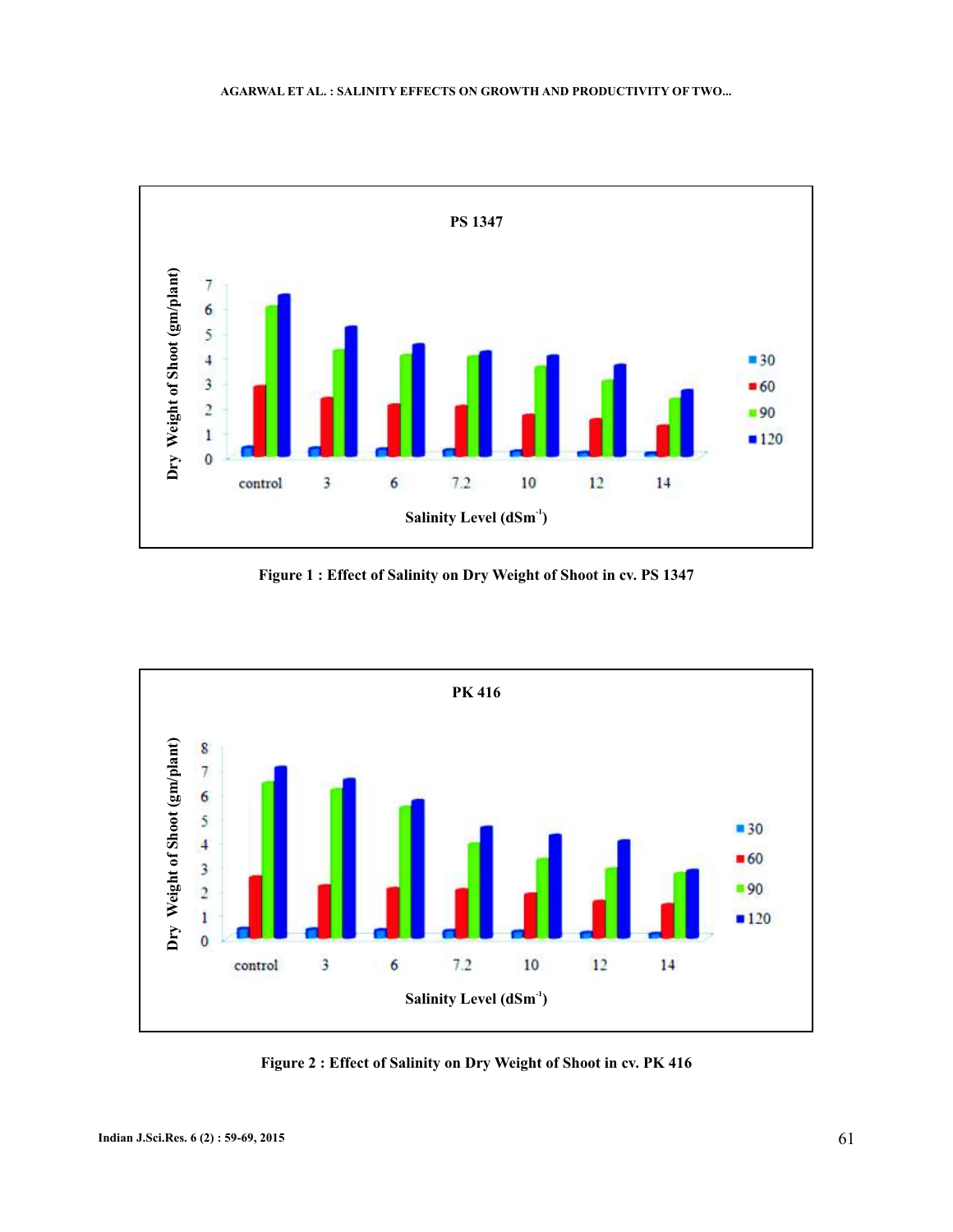PS 1347

Dry Weight of Shoot (gm/plant)

7
6
5
4
3
2
1
0

control 3 6 7.2 10 12 14

Salinity Level (dSm$^{-1}$)

30
60
90
120

**Figure 1 : Effect of Salinity on Dry Weight of Shoot in cv. PS 1347**

PK 416

Dry Weight of Shoot (gm/plant)

8
7
6
5
4
3
2
1
0

control 3 6 7.2 10 12 14

Salinity Level (dSm$^{-1}$)

30
60
90
120

**Figure 2 : Effect of Salinity on Dry Weight of Shoot in cv. PK 416**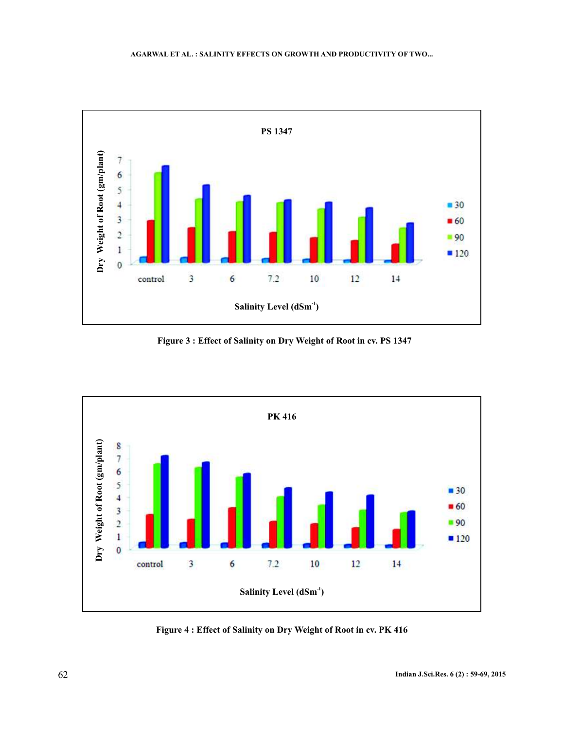PS 1347

Dry Weight of Root (gm/plant)

7
6
5
4
3
2
1
0

control 3 6 7.2 10 12 14

Salinity Level ($dSm^{-1}$)

30
60
90
120

Figure 3 : Effect of Salinity on Dry Weight of Root in cv. PS 1347

PK 416

Dry Weight of Root (gm/plant)

8
7
6
5
4
3
2
1
0

control 3 6 7.2 10 12 14

Salinity Level ($dSm^{-1}$)

30
60
90
120

Figure 4 : Effect of Salinity on Dry Weight of Root in cv. PK 416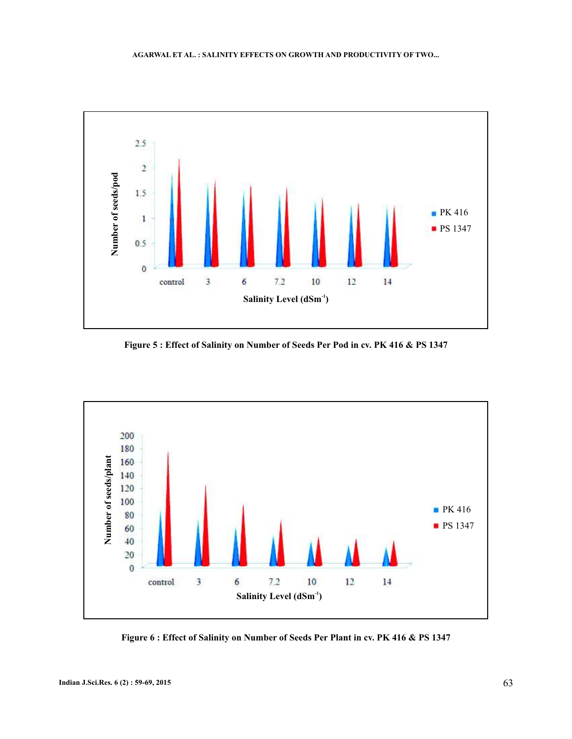2.5
2
1.5
1
0.5
0

Number of seeds/pod

control 3 6 7.2 10 12 14

Salinity Level (dSm$^{-1}$)

PK 416
PS 1347

**Figure 5 : Effect of Salinity on Number of Seeds Per Pod in cv. PK 416 & PS 1347**

200
180
160
140
120
100
80
60
40
20
0

Number of seeds/plant

control 3 6 7.2 10 12 14

Salinity Level (dSm$^{-1}$)

PK 416
PS 1347

**Figure 6 : Effect of Salinity on Number of Seeds Per Plant in cv. PK 416 & PS 1347**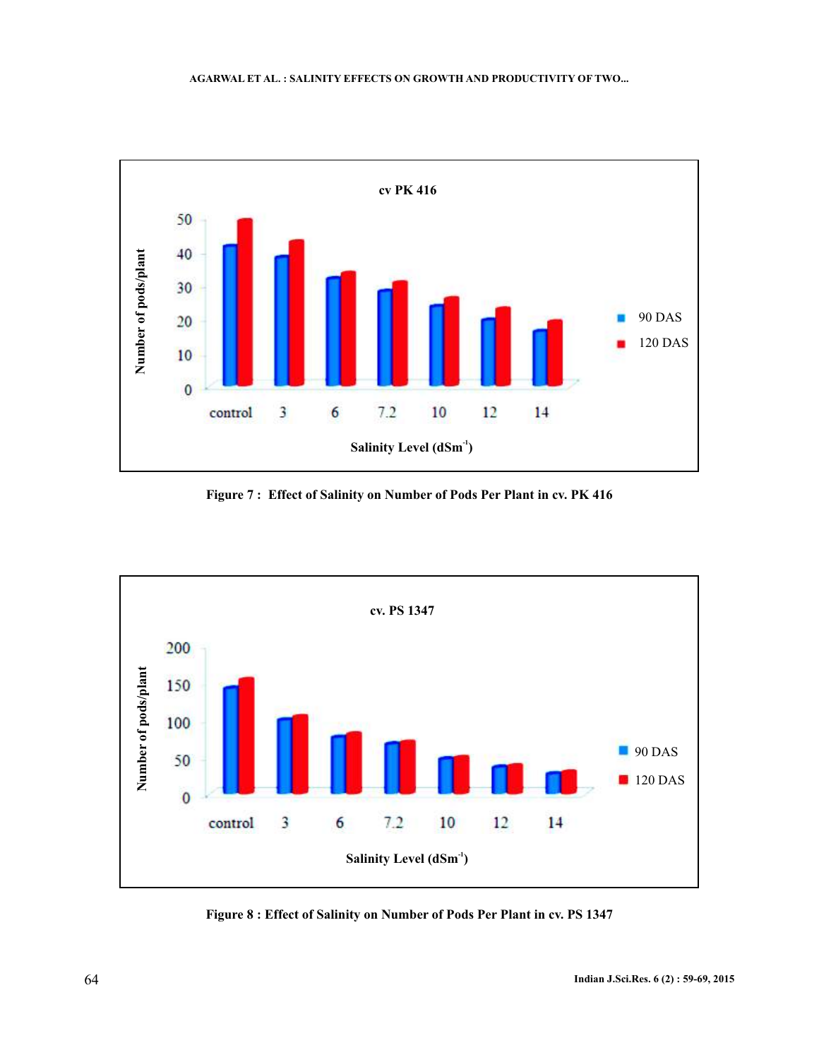cv PK 416

Number of pods/plant

50
40
30
20
10
0

control 3 6 7.2 10 12 14

Salinity Level (dSm$^{-1}$)

90 DAS
120 DAS

**Figure 7 : Effect of Salinity on Number of Pods Per Plant in cv. PK 416**

cv. PS 1347

Number of pods/plant

200
150
100
50
0

control 3 6 7.2 10 12 14

Salinity Level (dSm$^{-1}$)

90 DAS
120 DAS

**Figure 8 : Effect of Salinity on Number of Pods Per Plant in cv. PS 1347**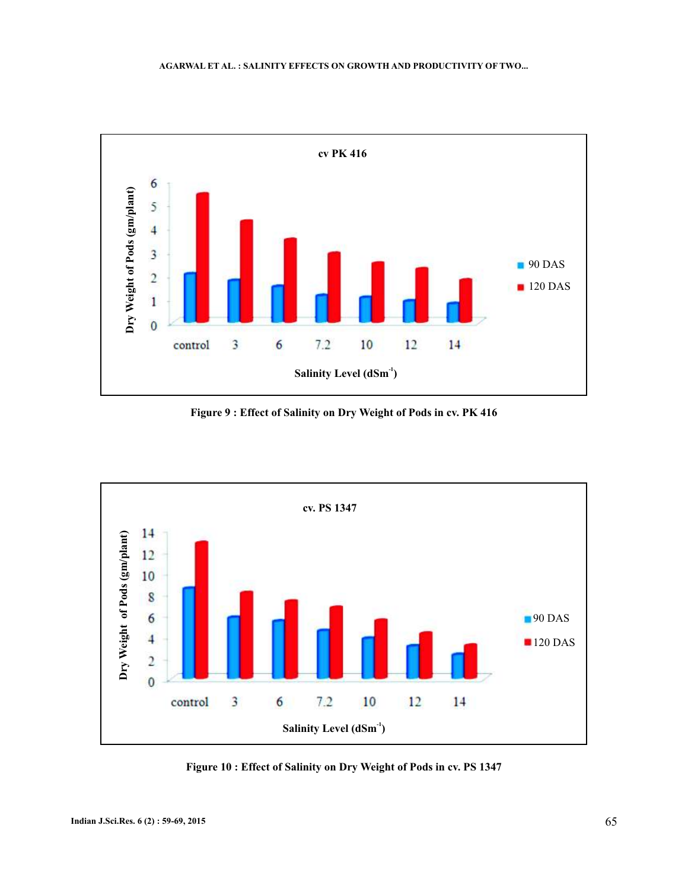cv PK 416

Dry Weight of Pods (gm/plant)

0
1
2
3
4
5
6

control
3
6
7.2
10
12
14

Salinity Level (dSm$^{-1}$)

90 DAS
120 DAS

**Figure 9 : Effect of Salinity on Dry Weight of Pods in cv. PK 416**

cv. PS 1347

Dry Weight of Pods (gm/plant)

0
2
4
6
8
10
12
14

control
3
6
7.2
10
12
14

Salinity Level (dSm$^{-1}$)

90 DAS
120 DAS

**Figure 10 : Effect of Salinity on Dry Weight of Pods in cv. PS 1347**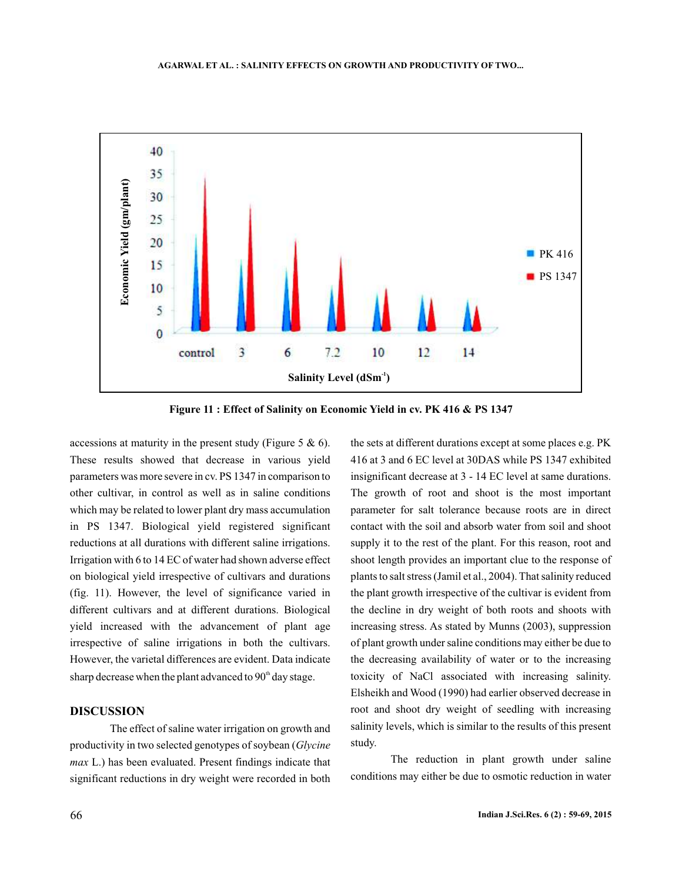40
35
30
25
20
15
10
5
0

Economic Yield (gm/plant)

control 3 6 7.2 10 12 14

Salinity Level (dSm$^{-1}$)

PK 416
PS 1347

**Figure 11 : Effect of Salinity on Economic Yield in cv. PK 416 & PS 1347**

accessions at maturity in the present study (Figure 5 & 6). These results showed that decrease in various yield parameters was more severe in cv. PS 1347 in comparison to other cultivar, in control as well as in saline conditions which may be related to lower plant dry mass accumulation in PS 1347. Biological yield registered significant reductions at all durations with different saline irrigations. Irrigation with 6 to 14 EC of water had shown adverse effect on biological yield irrespective of cultivars and durations (fig. 11). However, the level of significance varied in different cultivars and at different durations. Biological yield increased with the advancement of plant age irrespective of saline irrigations in both the cultivars. However, the varietal differences are evident. Data indicate sharp decrease when the plant advanced to 90$^{th}$ day stage.

## DISCUSSION

The effect of saline water irrigation on growth and productivity in two selected genotypes of soybean (*Glycine max* L.) has been evaluated. Present findings indicate that significant reductions in dry weight were recorded in both the sets at different durations except at some places e.g. PK 416 at 3 and 6 EC level at 30DAS while PS 1347 exhibited insignificant decrease at 3 - 14 EC level at same durations. The growth of root and shoot is the most important parameter for salt tolerance because roots are in direct contact with the soil and absorb water from soil and shoot supply it to the rest of the plant. For this reason, root and shoot length provides an important clue to the response of plants to salt stress (Jamil et al., 2004). That salinity reduced the plant growth irrespective of the cultivar is evident from the decline in dry weight of both roots and shoots with increasing stress. As stated by Munns (2003), suppression of plant growth under saline conditions may either be due to the decreasing availability of water or to the increasing toxicity of NaCl associated with increasing salinity. Elsheikh and Wood (1990) had earlier observed decrease in root and shoot dry weight of seedling with increasing salinity levels, which is similar to the results of this present study.

The reduction in plant growth under saline conditions may either be due to osmotic reduction in water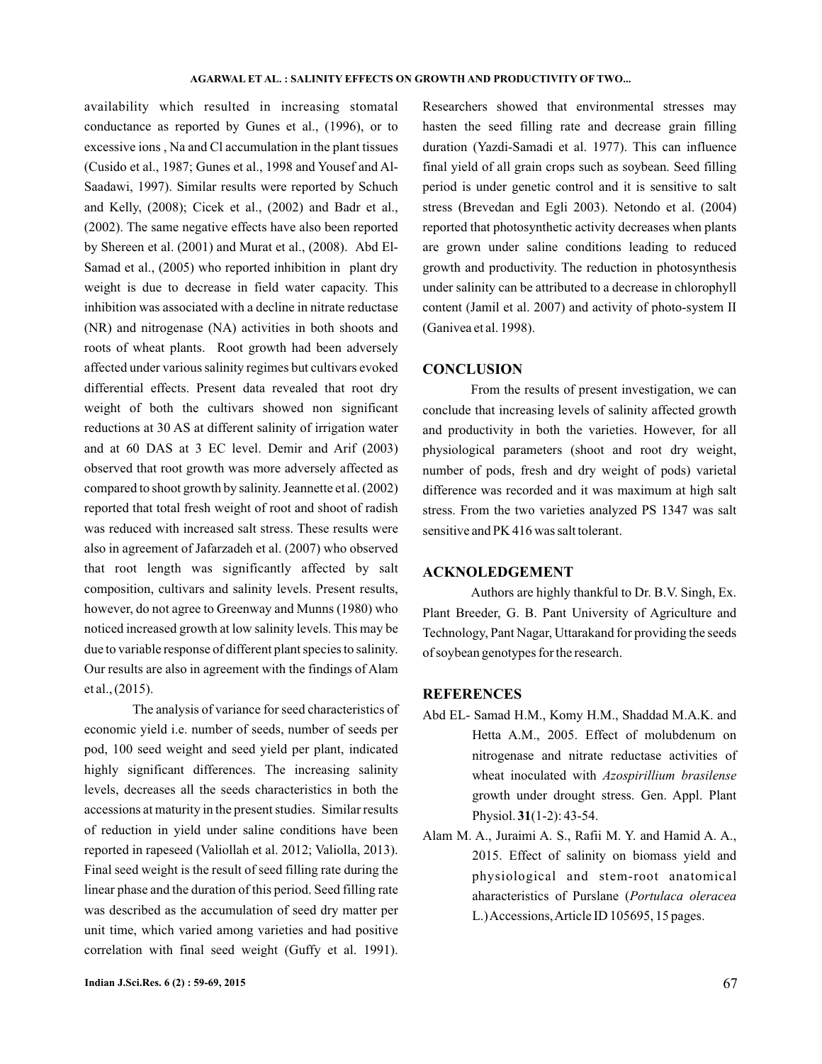availability which resulted in increasing stomatal conductance as reported by Gunes et al., (1996), or to excessive ions , Na and Cl accumulation in the plant tissues (Cusido et al., 1987; Gunes et al., 1998 and Yousef and Al-Saadawi, 1997). Similar results were reported by Schuch and Kelly, (2008); Cicek et al., (2002) and Badr et al., (2002). The same negative effects have also been reported by Shereen et al. (2001) and Murat et al., (2008). Abd El-Samad et al., (2005) who reported inhibition in plant dry weight is due to decrease in field water capacity. This inhibition was associated with a decline in nitrate reductase (NR) and nitrogenase (NA) activities in both shoots and roots of wheat plants. Root growth had been adversely affected under various salinity regimes but cultivars evoked differential effects. Present data revealed that root dry weight of both the cultivars showed non significant reductions at 30 AS at different salinity of irrigation water and at 60 DAS at 3 EC level. Demir and Arif (2003) observed that root growth was more adversely affected as compared to shoot growth by salinity. Jeannette et al. (2002) reported that total fresh weight of root and shoot of radish was reduced with increased salt stress. These results were also in agreement of Jafarzadeh et al. (2007) who observed that root length was significantly affected by salt composition, cultivars and salinity levels. Present results, however, do not agree to Greenway and Munns (1980) who noticed increased growth at low salinity levels. This may be due to variable response of different plant species to salinity. Our results are also in agreement with the findings of Alam et al., (2015).

The analysis of variance for seed characteristics of economic yield i.e. number of seeds, number of seeds per pod, 100 seed weight and seed yield per plant, indicated highly significant differences. The increasing salinity levels, decreases all the seeds characteristics in both the accessions at maturity in the present studies. Similar results of reduction in yield under saline conditions have been reported in rapeseed (Valiollah et al. 2012; Valiolla, 2013). Final seed weight is the result of seed filling rate during the linear phase and the duration of this period. Seed filling rate was described as the accumulation of seed dry matter per unit time, which varied among varieties and had positive correlation with final seed weight (Guffy et al. 1991). Researchers showed that environmental stresses may hasten the seed filling rate and decrease grain filling duration (Yazdi-Samadi et al. 1977). This can influence final yield of all grain crops such as soybean. Seed filling period is under genetic control and it is sensitive to salt stress (Brevedan and Egli 2003). Netondo et al. (2004) reported that photosynthetic activity decreases when plants are grown under saline conditions leading to reduced growth and productivity. The reduction in photosynthesis under salinity can be attributed to a decrease in chlorophyll content (Jamil et al. 2007) and activity of photo-system II (Ganivea et al. 1998).

## CONCLUSION

From the results of present investigation, we can conclude that increasing levels of salinity affected growth and productivity in both the varieties. However, for all physiological parameters (shoot and root dry weight, number of pods, fresh and dry weight of pods) varietal difference was recorded and it was maximum at high salt stress. From the two varieties analyzed PS 1347 was salt sensitive and PK 416 was salt tolerant.

## ACKNOLEDGEMENT

Authors are highly thankful to Dr. B.V. Singh, Ex. Plant Breeder, G. B. Pant University of Agriculture and Technology, Pant Nagar, Uttarakand for providing the seeds of soybean genotypes for the research.

## REFERENCES

Abd EL- Samad H.M., Komy H.M., Shaddad M.A.K. and Hetta A.M., 2005. Effect of molubdenum on nitrogenase and nitrate reductase activities of wheat inoculated with *Azospirillium brasilense* growth under drought stress. Gen. Appl. Plant Physiol. **31**(1-2): 43-54.

Alam M. A., Juraimi A. S., Rafii M. Y. and Hamid A. A., 2015. Effect of salinity on biomass yield and physiological and stem-root anatomical aharacteristics of Purslane (*Portulaca oleracea* L.) Accessions, Article ID 105695, 15 pages.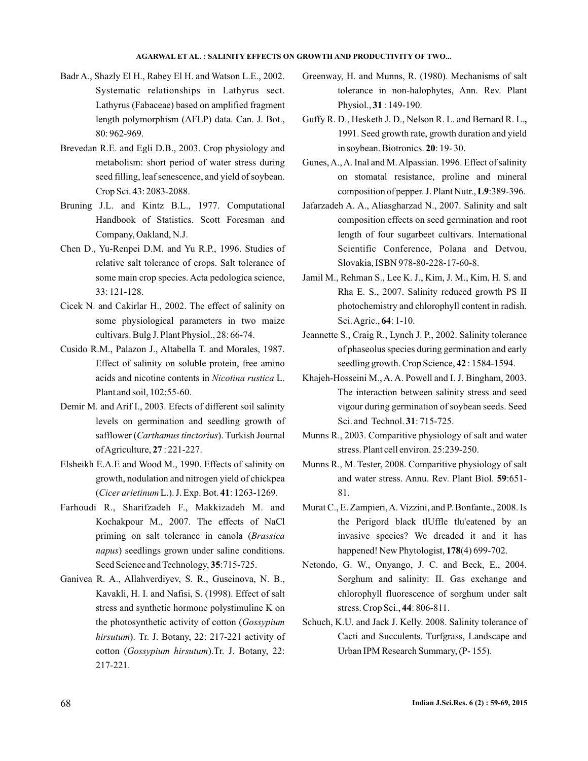Badr A., Shazly El H., Rabey El H. and Watson L.E., 2002. Systematic relationships in Lathyrus sect. Lathyrus (Fabaceae) based on amplified fragment length polymorphism (AFLP) data. Can. J. Bot., 80: 962-969.

Brevedan R.E. and Egli D.B., 2003. Crop physiology and metabolism: short period of water stress during seed filling, leaf senescence, and yield of soybean. Crop Sci. 43: 2083-2088.

Bruning J.L. and Kintz B.L., 1977. Computational Handbook of Statistics. Scott Foresman and Company, Oakland, N.J.

Chen D., Yu-Renpei D.M. and Yu R.P., 1996. Studies of relative salt tolerance of crops. Salt tolerance of some main crop species. Acta pedologica science, 33: 121-128.

Cicek N. and Cakirlar H., 2002. The effect of salinity on some physiological parameters in two maize cultivars. Bulg J. Plant Physiol., 28: 66-74.

Cusido R.M., Palazon J., Altabella T. and Morales, 1987. Effect of salinity on soluble protein, free amino acids and nicotine contents in *Nicotina rustica* L. Plant and soil, 102:55-60.

Demir M. and Arif I., 2003. Efects of different soil salinity levels on germination and seedling growth of safflower (*Carthamus tinctorius*). Turkish Journal of Agriculture, **27** : 221-227.

Elsheikh E.A.E and Wood M., 1990. Effects of salinity on growth, nodulation and nitrogen yield of chickpea (*Cicer arietinum* L.). J. Exp. Bot. **41**: 1263-1269.

Farhoudi R., Sharifzadeh F., Makkizadeh M. and Kochakpour M., 2007. The effects of NaCl priming on salt tolerance in canola (*Brassica napus*) seedlings grown under saline conditions. Seed Science and Technology, **35**:715-725.

Ganivea R. A., Allahverdiyev, S. R., Guseinova, N. B., Kavakli, H. I. and Nafisi, S. (1998). Effect of salt stress and synthetic hormone polystimuline K on the photosynthetic activity of cotton (*Gossypium hirsutum*). Tr. J. Botany, 22: 217-221 activity of cotton (*Gossypium hirsutum*).Tr. J. Botany, 22: 217-221.

Greenway, H. and Munns, R. (1980). Mechanisms of salt tolerance in non-halophytes, Ann. Rev. Plant Physiol., **31** : 149-190.

Guffy R. D., Hesketh J. D., Nelson R. L. and Bernard R. L.**,** 1991. Seed growth rate, growth duration and yield in soybean. Biotronics. **20**: 19- 30.

Gunes, A., A. Inal and M. Alpassian. 1996. Effect of salinity on stomatal resistance, proline and mineral composition of pepper. J. Plant Nutr., **L9**:389-396.

Jafarzadeh A. A., Aliasgharzad N., 2007. Salinity and salt composition effects on seed germination and root length of four sugarbeet cultivars. International Scientific Conference, Polana and Detvou, Slovakia, ISBN 978-80-228-17-60-8.

Jamil M., Rehman S., Lee K. J., Kim, J. M., Kim, H. S. and Rha E. S., 2007. Salinity reduced growth PS II photochemistry and chlorophyll content in radish. Sci. Agric., **64**: 1-10.

Jeannette S., Craig R., Lynch J. P., 2002. Salinity tolerance of phaseolus species during germination and early seedling growth. Crop Science, **42** : 1584-1594.

Khajeh-Hosseini M., A. A. Powell and I. J. Bingham, 2003. The interaction between salinity stress and seed vigour during germination of soybean seeds. Seed Sci. and Technol. **31**: 715-725.

Munns R., 2003. Comparitive physiology of salt and water stress. Plant cell environ. 25:239-250.

Munns R., M. Tester, 2008. Comparitive physiology of salt and water stress. Annu. Rev. Plant Biol. **59**:651-81.

Murat C., E. Zampieri, A. Vizzini, and P. Bonfante., 2008. Is the Perigord black tlUffle tlu'eatened by an invasive species? We dreaded it and it has happened! New Phytologist, **178**(4) 699-702.

Netondo, G. W., Onyango, J. C. and Beck, E., 2004. Sorghum and salinity: II. Gas exchange and chlorophyll fluorescence of sorghum under salt stress. Crop Sci., **44**: 806-811.

Schuch, K.U. and Jack J. Kelly. 2008. Salinity tolerance of Cacti and Succulents. Turfgrass, Landscape and Urban IPM Research Summary, (P- 155).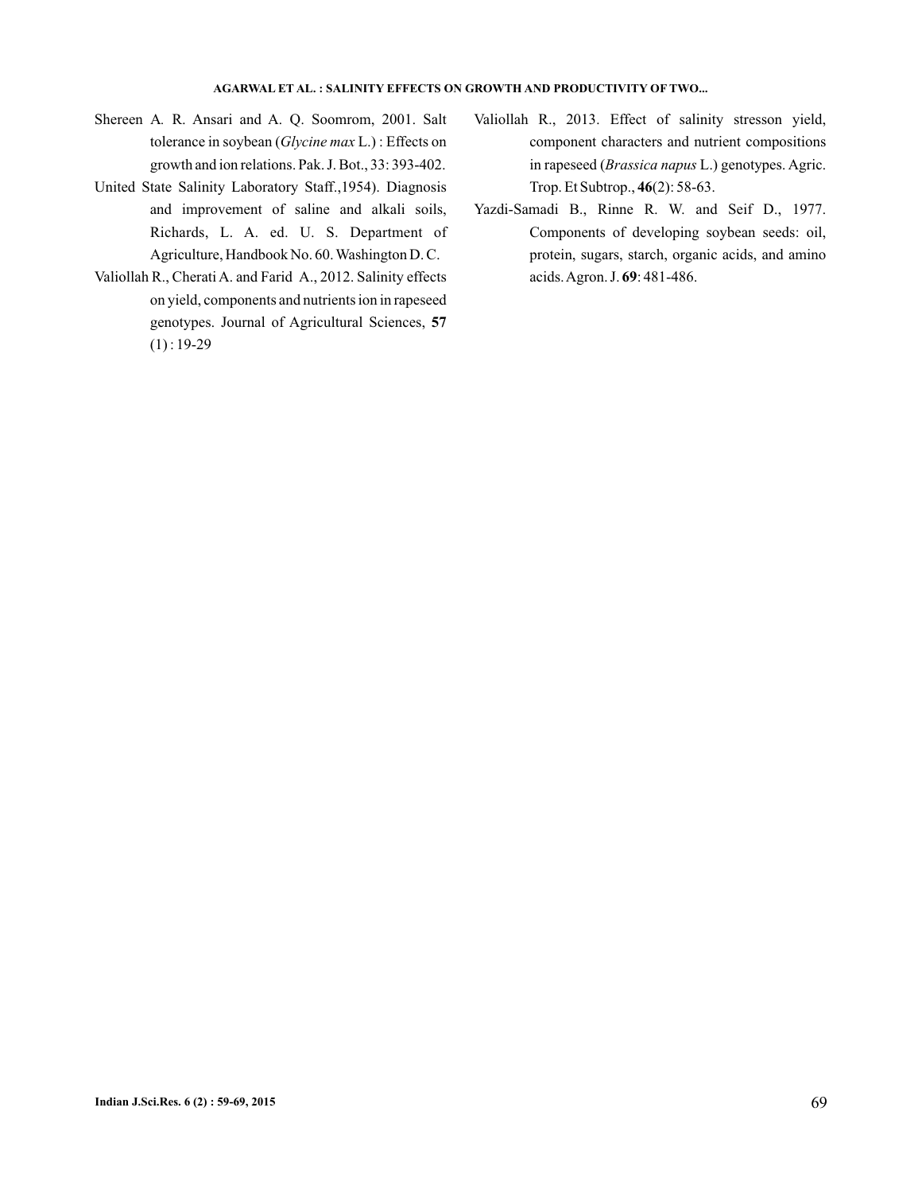Shereen A. R. Ansari and A. Q. Soomrom, 2001. Salt tolerance in soybean (*Glycine max* L.) : Effects on growth and ion relations. Pak. J. Bot., 33: 393-402.

United State Salinity Laboratory Staff.,1954). Diagnosis and improvement of saline and alkali soils, Richards, L. A. ed. U. S. Department of Agriculture, Handbook No. 60. Washington D. C.

Valiollah R., Cherati A. and Farid A., 2012. Salinity effects on yield, components and nutrients ion in rapeseed genotypes. Journal of Agricultural Sciences, **57** (1) : 19-29

Valiollah R., 2013. Effect of salinity stresson yield, component characters and nutrient compositions in rapeseed (*Brassica napus* L.) genotypes. Agric. Trop. Et Subtrop., **46**(2): 58-63.

Yazdi-Samadi B., Rinne R. W. and Seif D., 1977. Components of developing soybean seeds: oil, protein, sugars, starch, organic acids, and amino acids. Agron. J. **69**: 481-486.